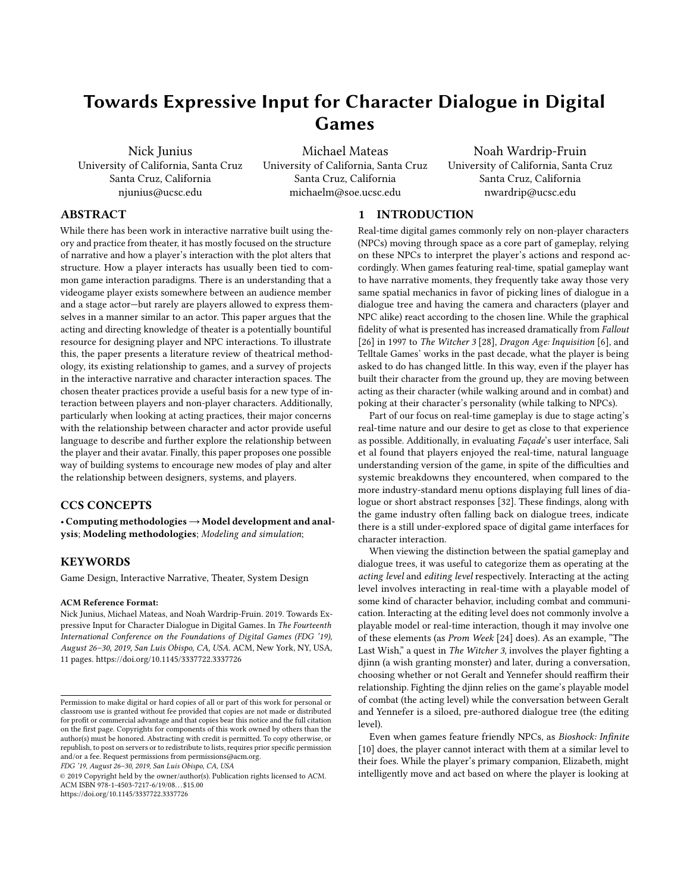# Towards Expressive Input for Character Dialogue in Digital Games

Nick Junius
University of California, Santa Cruz
Santa Cruz, California
njunius@ucsc.edu

Michael Mateas
University of California, Santa Cruz
Santa Cruz, California
michaelm@soe.ucsc.edu

Noah Wardrip-Fruin
University of California, Santa Cruz
Santa Cruz, California
nwardrip@ucsc.edu

## ABSTRACT

While there has been work in interactive narrative built using theory and practice from theater, it has mostly focused on the structure of narrative and how a player's interaction with the plot alters that structure. How a player interacts has usually been tied to common game interaction paradigms. There is an understanding that a videogame player exists somewhere between an audience member and a stage actor—but rarely are players allowed to express themselves in a manner similar to an actor. This paper argues that the acting and directing knowledge of theater is a potentially bountiful resource for designing player and NPC interactions. To illustrate this, the paper presents a literature review of theatrical methodology, its existing relationship to games, and a survey of projects in the interactive narrative and character interaction spaces. The chosen theater practices provide a useful basis for a new type of interaction between players and non-player characters. Additionally, particularly when looking at acting practices, their major concerns with the relationship between character and actor provide useful language to describe and further explore the relationship between the player and their avatar. Finally, this paper proposes one possible way of building systems to encourage new modes of play and alter the relationship between designers, systems, and players.

## CCS CONCEPTS

• **Computing methodologies → Model development and analysis**; **Modeling methodologies**; *Modeling and simulation*;

## KEYWORDS

Game Design, Interactive Narrative, Theater, System Design

**ACM Reference Format:**
Nick Junius, Michael Mateas, and Noah Wardrip-Fruin. 2019. Towards Expressive Input for Character Dialogue in Digital Games. In *The Fourteenth International Conference on the Foundations of Digital Games (FDG '19), August 26–30, 2019, San Luis Obispo, CA, USA.* ACM, New York, NY, USA, 11 pages. https://doi.org/10.1145/3337722.3337726

Permission to make digital or hard copies of all or part of this work for personal or classroom use is granted without fee provided that copies are not made or distributed for profit or commercial advantage and that copies bear this notice and the full citation on the first page. Copyrights for components of this work owned by others than the author(s) must be honored. Abstracting with credit is permitted. To copy otherwise, or republish, to post on servers or to redistribute to lists, requires prior specific permission and/or a fee. Request permissions from permissions@acm.org.
*FDG '19, August 26–30, 2019, San Luis Obispo, CA, USA*
© 2019 Copyright held by the owner/author(s). Publication rights licensed to ACM.
ACM ISBN 978-1-4503-7217-6/19/08...$15.00
https://doi.org/10.1145/3337722.3337726

## 1 INTRODUCTION

Real-time digital games commonly rely on non-player characters (NPCs) moving through space as a core part of gameplay, relying on these NPCs to interpret the player's actions and respond accordingly. When games featuring real-time, spatial gameplay want to have narrative moments, they frequently take away those very same spatial mechanics in favor of picking lines of dialogue in a dialogue tree and having the camera and characters (player and NPC alike) react according to the chosen line. While the graphical fidelity of what is presented has increased dramatically from *Fallout* [26] in 1997 to *The Witcher 3* [28], *Dragon Age: Inquisition* [6], and Telltale Games' works in the past decade, what the player is being asked to do has changed little. In this way, even if the player has built their character from the ground up, they are moving between acting as their character (while walking around and in combat) and poking at their character's personality (while talking to NPCs).

Part of our focus on real-time gameplay is due to stage acting's real-time nature and our desire to get as close to that experience as possible. Additionally, in evaluating *Façade*'s user interface, Sali et al found that players enjoyed the real-time, natural language understanding version of the game, in spite of the difficulties and systemic breakdowns they encountered, when compared to the more industry-standard menu options displaying full lines of dialogue or short abstract responses [32]. These findings, along with the game industry often falling back on dialogue trees, indicate there is a still under-explored space of digital game interfaces for character interaction.

When viewing the distinction between the spatial gameplay and dialogue trees, it was useful to categorize them as operating at the *acting level* and *editing level* respectively. Interacting at the acting level involves interacting in real-time with a playable model of some kind of character behavior, including combat and communication. Interacting at the editing level does not commonly involve a playable model or real-time interaction, though it may involve one of these elements (as *Prom Week* [24] does). As an example, "The Last Wish," a quest in *The Witcher 3,* involves the player fighting a djinn (a wish granting monster) and later, during a conversation, choosing whether or not Geralt and Yennefer should reaffirm their relationship. Fighting the djinn relies on the game's playable model of combat (the acting level) while the conversation between Geralt and Yennefer is a siloed, pre-authored dialogue tree (the editing level).

Even when games feature friendly NPCs, as *Bioshock: Infinite* [10] does, the player cannot interact with them at a similar level to their foes. While the player's primary companion, Elizabeth, might intelligently move and act based on where the player is looking at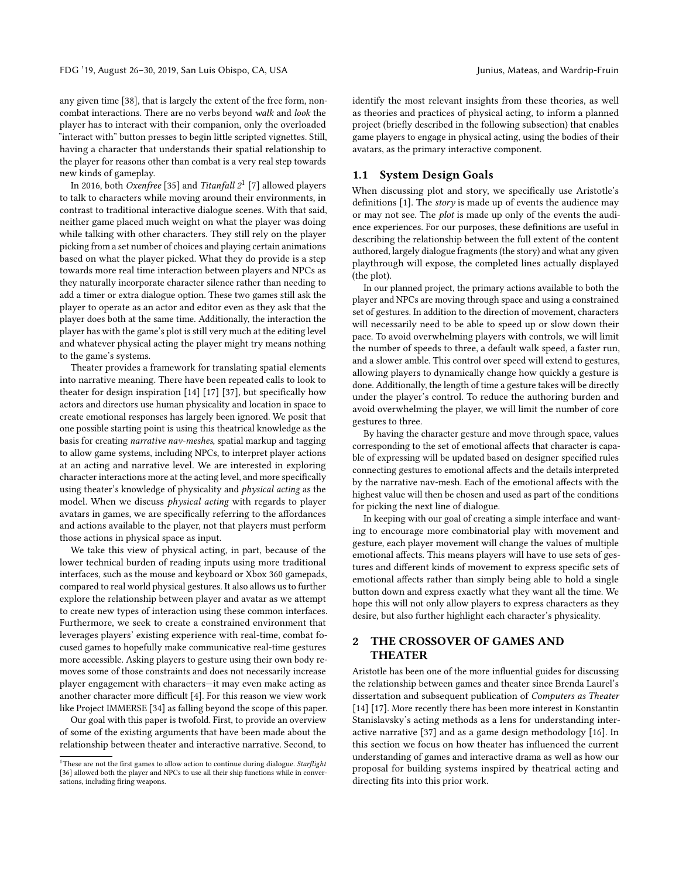any given time [38], that is largely the extent of the free form, non-combat interactions. There are no verbs beyond *walk* and *look* the player has to interact with their companion, only the overloaded "interact with" button presses to begin little scripted vignettes. Still, having a character that understands their spatial relationship to the player for reasons other than combat is a very real step towards new kinds of gameplay.

In 2016, both *Oxenfree* [35] and *Titanfall 2*[1] [7] allowed players to talk to characters while moving around their environments, in contrast to traditional interactive dialogue scenes. With that said, neither game placed much weight on what the player was doing while talking with other characters. They still rely on the player picking from a set number of choices and playing certain animations based on what the player picked. What they do provide is a step towards more real time interaction between players and NPCs as they naturally incorporate character silence rather than needing to add a timer or extra dialogue option. These two games still ask the player to operate as an actor and editor even as they ask that the player does both at the same time. Additionally, the interaction the player has with the game's plot is still very much at the editing level and whatever physical acting the player might try means nothing to the game's systems.

Theater provides a framework for translating spatial elements into narrative meaning. There have been repeated calls to look to theater for design inspiration [14] [17] [37], but specifically how actors and directors use human physicality and location in space to create emotional responses has largely been ignored. We posit that one possible starting point is using this theatrical knowledge as the basis for creating *narrative nav-meshes*, spatial markup and tagging to allow game systems, including NPCs, to interpret player actions at an acting and narrative level. We are interested in exploring character interactions more at the acting level, and more specifically using theater's knowledge of physicality and *physical acting* as the model. When we discuss *physical acting* with regards to player avatars in games, we are specifically referring to the affordances and actions available to the player, not that players must perform those actions in physical space as input.

We take this view of physical acting, in part, because of the lower technical burden of reading inputs using more traditional interfaces, such as the mouse and keyboard or Xbox 360 gamepads, compared to real world physical gestures. It also allows us to further explore the relationship between player and avatar as we attempt to create new types of interaction using these common interfaces. Furthermore, we seek to create a constrained environment that leverages players' existing experience with real-time, combat focused games to hopefully make communicative real-time gestures more accessible. Asking players to gesture using their own body removes some of those constraints and does not necessarily increase player engagement with characters—it may even make acting as another character more difficult [4]. For this reason we view work like Project IMMERSE [34] as falling beyond the scope of this paper.

Our goal with this paper is twofold. First, to provide an overview of some of the existing arguments that have been made about the relationship between theater and interactive narrative. Second, to identify the most relevant insights from these theories, as well as theories and practices of physical acting, to inform a planned project (briefly described in the following subsection) that enables game players to engage in physical acting, using the bodies of their avatars, as the primary interactive component.

### 1.1 System Design Goals

When discussing plot and story, we specifically use Aristotle's definitions [1]. The *story* is made up of events the audience may or may not see. The *plot* is made up only of the events the audience experiences. For our purposes, these definitions are useful in describing the relationship between the full extent of the content authored, largely dialogue fragments (the story) and what any given playthrough will expose, the completed lines actually displayed (the plot).

In our planned project, the primary actions available to both the player and NPCs are moving through space and using a constrained set of gestures. In addition to the direction of movement, characters will necessarily need to be able to speed up or slow down their pace. To avoid overwhelming players with controls, we will limit the number of speeds to three, a default walk speed, a faster run, and a slower amble. This control over speed will extend to gestures, allowing players to dynamically change how quickly a gesture is done. Additionally, the length of time a gesture takes will be directly under the player's control. To reduce the authoring burden and avoid overwhelming the player, we will limit the number of core gestures to three.

By having the character gesture and move through space, values corresponding to the set of emotional affects that character is capable of expressing will be updated based on designer specified rules connecting gestures to emotional affects and the details interpreted by the narrative nav-mesh. Each of the emotional affects with the highest value will then be chosen and used as part of the conditions for picking the next line of dialogue.

In keeping with our goal of creating a simple interface and wanting to encourage more combinatorial play with movement and gesture, each player movement will change the values of multiple emotional affects. This means players will have to use sets of gestures and different kinds of movement to express specific sets of emotional affects rather than simply being able to hold a single button down and express exactly what they want all the time. We hope this will not only allow players to express characters as they desire, but also further highlight each character's physicality.

## 2 THE CROSSOVER OF GAMES AND THEATER

Aristotle has been one of the more influential guides for discussing the relationship between games and theater since Brenda Laurel's dissertation and subsequent publication of *Computers as Theater* [14] [17]. More recently there has been more interest in Konstantin Stanislavsky's acting methods as a lens for understanding interactive narrative [37] and as a game design methodology [16]. In this section we focus on how theater has influenced the current understanding of games and interactive drama as well as how our proposal for building systems inspired by theatrical acting and directing fits into this prior work.

---

[1] These are not the first games to allow action to continue during dialogue. *Starflight* [36] allowed both the player and NPCs to use all their ship functions while in conversations, including firing weapons.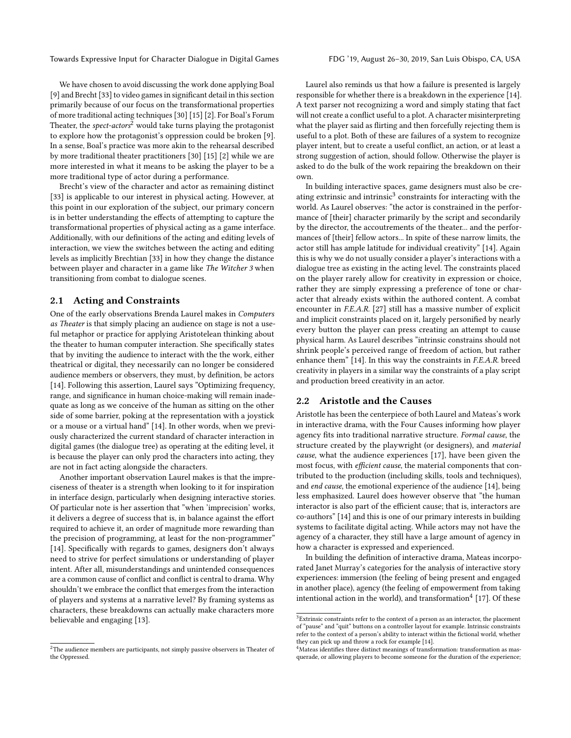We have chosen to avoid discussing the work done applying Boal [9] and Brecht [33] to video games in significant detail in this section primarily because of our focus on the transformational properties of more traditional acting techniques [30] [15] [2]. For Boal's Forum Theater, the *spect-actors*[2] would take turns playing the protagonist to explore how the protagonist's oppression could be broken [9]. In a sense, Boal's practice was more akin to the rehearsal described by more traditional theater practitioners [30] [15] [2] while we are more interested in what it means to be asking the player to be a more traditional type of actor during a performance.

Brecht's view of the character and actor as remaining distinct [33] is applicable to our interest in physical acting. However, at this point in our exploration of the subject, our primary concern is in better understanding the effects of attempting to capture the transformational properties of physical acting as a game interface. Additionally, with our definitions of the acting and editing levels of interaction, we view the switches between the acting and editing levels as implicitly Brechtian [33] in how they change the distance between player and character in a game like *The Witcher 3* when transitioning from combat to dialogue scenes.

## 2.1 Acting and Constraints

One of the early observations Brenda Laurel makes in *Computers as Theater* is that simply placing an audience on stage is not a useful metaphor or practice for applying Aristotelean thinking about the theater to human computer interaction. She specifically states that by inviting the audience to interact with the the work, either theatrical or digital, they necessarily can no longer be considered audience members or observers, they must, by definition, be actors [14]. Following this assertion, Laurel says "Optimizing frequency, range, and significance in human choice-making will remain inadequate as long as we conceive of the human as sitting on the other side of some barrier, poking at the representation with a joystick or a mouse or a virtual hand" [14]. In other words, when we previously characterized the current standard of character interaction in digital games (the dialogue tree) as operating at the editing level, it is because the player can only prod the characters into acting, they are not in fact acting alongside the characters.

Another important observation Laurel makes is that the impreciseness of theater is a strength when looking to it for inspiration in interface design, particularly when designing interactive stories. Of particular note is her assertion that "when 'imprecision' works, it delivers a degree of success that is, in balance against the effort required to achieve it, an order of magnitude more rewarding than the precision of programming, at least for the non-programmer" [14]. Specifically with regards to games, designers don't always need to strive for perfect simulations or understanding of player intent. After all, misunderstandings and unintended consequences are a common cause of conflict and conflict is central to drama. Why shouldn't we embrace the conflict that emerges from the interaction of players and systems at a narrative level? By framing systems as characters, these breakdowns can actually make characters more believable and engaging [13].

Laurel also reminds us that how a failure is presented is largely responsible for whether there is a breakdown in the experience [14]. A text parser not recognizing a word and simply stating that fact will not create a conflict useful to a plot. A character misinterpreting what the player said as flirting and then forcefully rejecting them is useful to a plot. Both of these are failures of a system to recognize player intent, but to create a useful conflict, an action, or at least a strong suggestion of action, should follow. Otherwise the player is asked to do the bulk of the work repairing the breakdown on their own.

In building interactive spaces, game designers must also be creating extrinsic and intrinsic[3] constraints for interacting with the world. As Laurel observes: "the actor is constrained in the performance of [their] character primarily by the script and secondarily by the director, the accoutrements of the theater... and the performances of [their] fellow actors... In spite of these narrow limits, the actor still has ample latitude for individual creativity" [14]. Again this is why we do not usually consider a player's interactions with a dialogue tree as existing in the acting level. The constraints placed on the player rarely allow for creativity in expression or choice, rather they are simply expressing a preference of tone or character that already exists within the authored content. A combat encounter in *F.E.A.R.* [27] still has a massive number of explicit and implicit constraints placed on it, largely personified by nearly every button the player can press creating an attempt to cause physical harm. As Laurel describes "intrinsic constrains should not shrink people's perceived range of freedom of action, but rather enhance them" [14]. In this way the constraints in *F.E.A.R.* breed creativity in players in a similar way the constraints of a play script and production breed creativity in an actor.

## 2.2 Aristotle and the Causes

Aristotle has been the centerpiece of both Laurel and Mateas's work in interactive drama, with the Four Causes informing how player agency fits into traditional narrative structure. *Formal cause*, the structure created by the playwright (or designers), and *material cause*, what the audience experiences [17], have been given the most focus, with *efficient cause*, the material components that contributed to the production (including skills, tools and techniques), and *end cause*, the emotional experience of the audience [14], being less emphasized. Laurel does however observe that "the human interactor is also part of the efficient cause; that is, interactors are co-authors" [14] and this is one of our primary interests in building systems to facilitate digital acting. While actors may not have the agency of a character, they still have a large amount of agency in how a character is expressed and experienced.

In building the definition of interactive drama, Mateas incorporated Janet Murray's categories for the analysis of interactive story experiences: immersion (the feeling of being present and engaged in another place), agency (the feeling of empowerment from taking intentional action in the world), and transformation[4] [17]. Of these

[2] The audience members are participants, not simply passive observers in Theater of the Oppressed.

[3] Extrinsic constraints refer to the context of a person as an interactor, the placement of "pause" and "quit" buttons on a controller layout for example. Intrinsic constraints refer to the context of a person's ability to interact within the fictional world, whether they can pick up and throw a rock for example [14].

[4] Mateas identifies three distinct meanings of transformation: transformation as masquerade, or allowing players to become someone for the duration of the experience;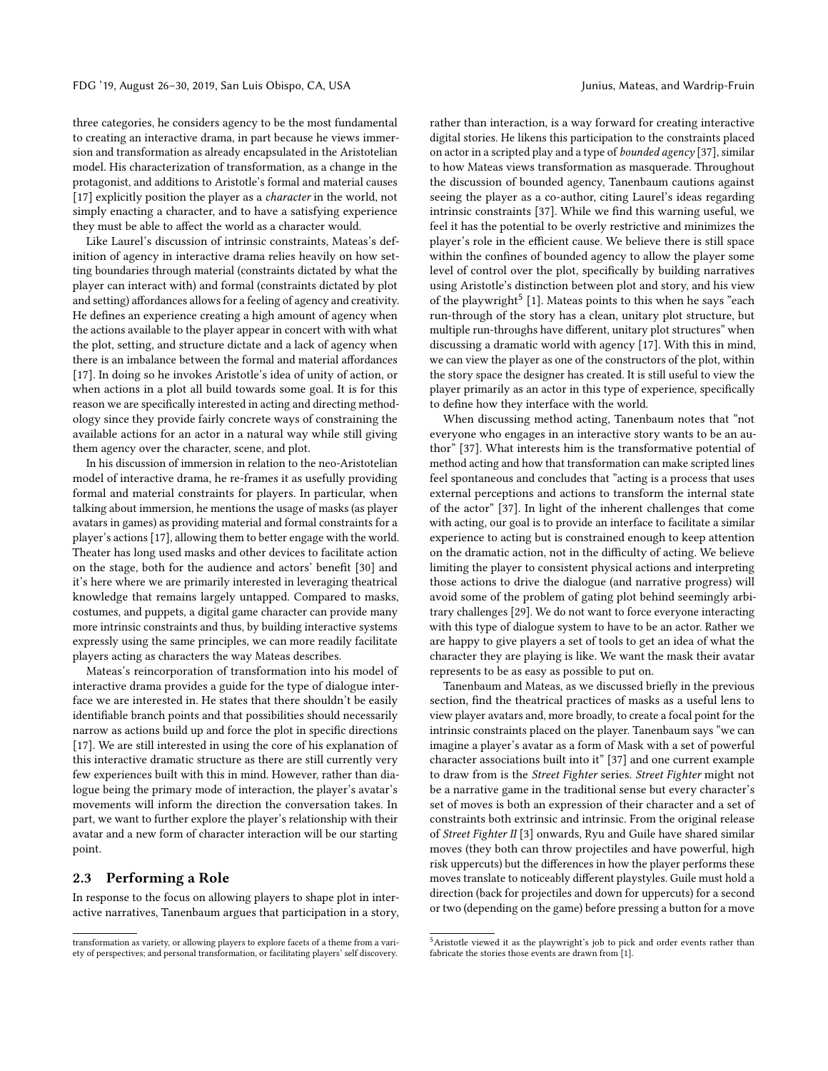three categories, he considers agency to be the most fundamental to creating an interactive drama, in part because he views immersion and transformation as already encapsulated in the Aristotelian model. His characterization of transformation, as a change in the protagonist, and additions to Aristotle's formal and material causes [17] explicitly position the player as a *character* in the world, not simply enacting a character, and to have a satisfying experience they must be able to affect the world as a character would.

Like Laurel's discussion of intrinsic constraints, Mateas's definition of agency in interactive drama relies heavily on how setting boundaries through material (constraints dictated by what the player can interact with) and formal (constraints dictated by plot and setting) affordances allows for a feeling of agency and creativity. He defines an experience creating a high amount of agency when the actions available to the player appear in concert with with what the plot, setting, and structure dictate and a lack of agency when there is an imbalance between the formal and material affordances [17]. In doing so he invokes Aristotle's idea of unity of action, or when actions in a plot all build towards some goal. It is for this reason we are specifically interested in acting and directing methodology since they provide fairly concrete ways of constraining the available actions for an actor in a natural way while still giving them agency over the character, scene, and plot.

In his discussion of immersion in relation to the neo-Aristotelian model of interactive drama, he re-frames it as usefully providing formal and material constraints for players. In particular, when talking about immersion, he mentions the usage of masks (as player avatars in games) as providing material and formal constraints for a player's actions [17], allowing them to better engage with the world. Theater has long used masks and other devices to facilitate action on the stage, both for the audience and actors' benefit [30] and it's here where we are primarily interested in leveraging theatrical knowledge that remains largely untapped. Compared to masks, costumes, and puppets, a digital game character can provide many more intrinsic constraints and thus, by building interactive systems expressly using the same principles, we can more readily facilitate players acting as characters the way Mateas describes.

Mateas's reincorporation of transformation into his model of interactive drama provides a guide for the type of dialogue interface we are interested in. He states that there shouldn't be easily identifiable branch points and that possibilities should necessarily narrow as actions build up and force the plot in specific directions [17]. We are still interested in using the core of his explanation of this interactive dramatic structure as there are still currently very few experiences built with this in mind. However, rather than dialogue being the primary mode of interaction, the player's avatar's movements will inform the direction the conversation takes. In part, we want to further explore the player's relationship with their avatar and a new form of character interaction will be our starting point.

### 2.3 Performing a Role

In response to the focus on allowing players to shape plot in interactive narratives, Tanenbaum argues that participation in a story, rather than interaction, is a way forward for creating interactive digital stories. He likens this participation to the constraints placed on actor in a scripted play and a type of *bounded agency* [37], similar to how Mateas views transformation as masquerade. Throughout the discussion of bounded agency, Tanenbaum cautions against seeing the player as a co-author, citing Laurel's ideas regarding intrinsic constraints [37]. While we find this warning useful, we feel it has the potential to be overly restrictive and minimizes the player's role in the efficient cause. We believe there is still space within the confines of bounded agency to allow the player some level of control over the plot, specifically by building narratives using Aristotle's distinction between plot and story, and his view of the playwright[5] [1]. Mateas points to this when he says "each run-through of the story has a clean, unitary plot structure, but multiple run-throughs have different, unitary plot structures" when discussing a dramatic world with agency [17]. With this in mind, we can view the player as one of the constructors of the plot, within the story space the designer has created. It is still useful to view the player primarily as an actor in this type of experience, specifically to define how they interface with the world.

When discussing method acting, Tanenbaum notes that "not everyone who engages in an interactive story wants to be an author" [37]. What interests him is the transformative potential of method acting and how that transformation can make scripted lines feel spontaneous and concludes that "acting is a process that uses external perceptions and actions to transform the internal state of the actor" [37]. In light of the inherent challenges that come with acting, our goal is to provide an interface to facilitate a similar experience to acting but is constrained enough to keep attention on the dramatic action, not in the difficulty of acting. We believe limiting the player to consistent physical actions and interpreting those actions to drive the dialogue (and narrative progress) will avoid some of the problem of gating plot behind seemingly arbitrary challenges [29]. We do not want to force everyone interacting with this type of dialogue system to have to be an actor. Rather we are happy to give players a set of tools to get an idea of what the character they are playing is like. We want the mask their avatar represents to be as easy as possible to put on.

Tanenbaum and Mateas, as we discussed briefly in the previous section, find the theatrical practices of masks as a useful lens to view player avatars and, more broadly, to create a focal point for the intrinsic constraints placed on the player. Tanenbaum says "we can imagine a player's avatar as a form of Mask with a set of powerful character associations built into it" [37] and one current example to draw from is the *Street Fighter* series. *Street Fighter* might not be a narrative game in the traditional sense but every character's set of moves is both an expression of their character and a set of constraints both extrinsic and intrinsic. From the original release of *Street Fighter II* [3] onwards, Ryu and Guile have shared similar moves (they both can throw projectiles and have powerful, high risk uppercuts) but the differences in how the player performs these moves translate to noticeably different playstyles. Guile must hold a direction (back for projectiles and down for uppercuts) for a second or two (depending on the game) before pressing a button for a move

---

transformation as variety, or allowing players to explore facets of a theme from a variety of perspectives; and personal transformation, or facilitating players' self discovery.

[5] Aristotle viewed it as the playwright's job to pick and order events rather than fabricate the stories those events are drawn from [1].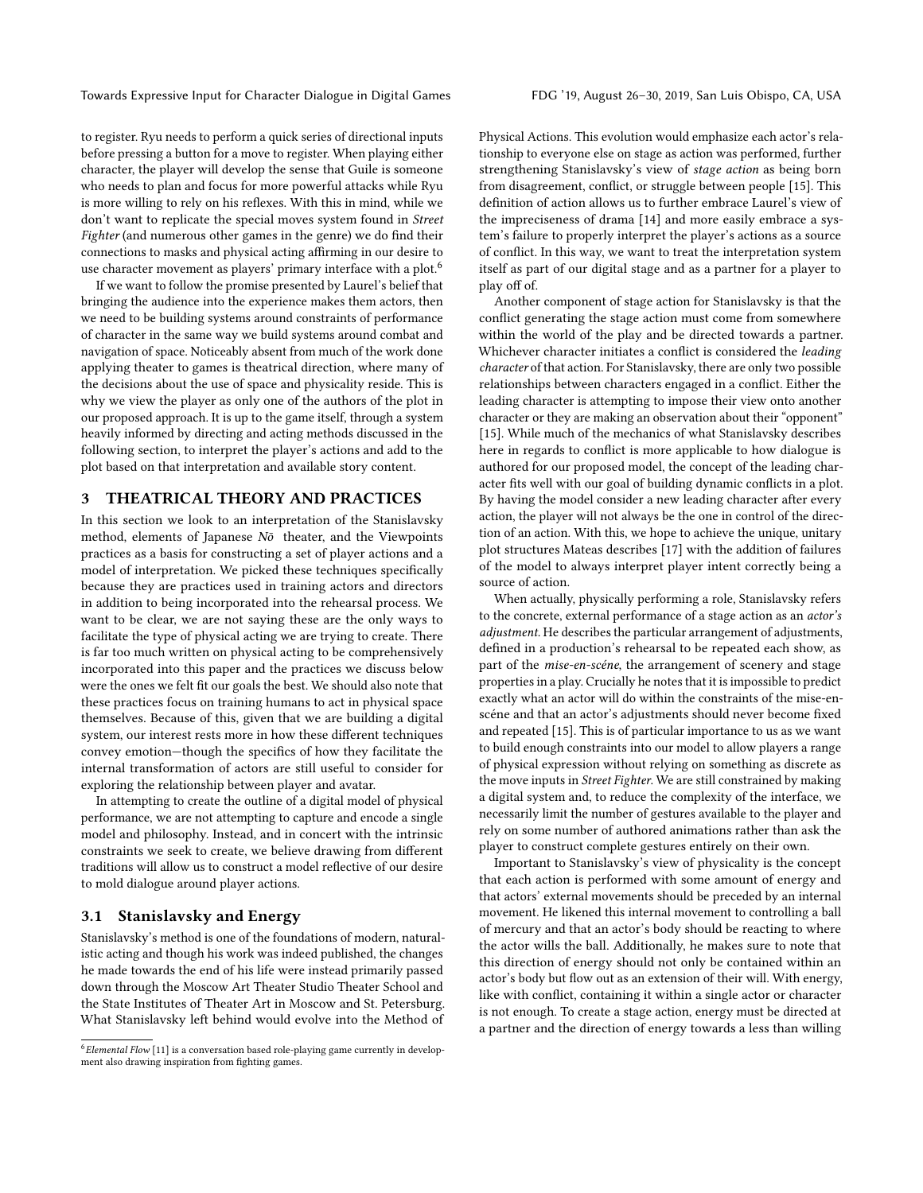to register. Ryu needs to perform a quick series of directional inputs before pressing a button for a move to register. When playing either character, the player will develop the sense that Guile is someone who needs to plan and focus for more powerful attacks while Ryu is more willing to rely on his reflexes. With this in mind, while we don't want to replicate the special moves system found in *Street Fighter* (and numerous other games in the genre) we do find their connections to masks and physical acting affirming in our desire to use character movement as players' primary interface with a plot.[6]

If we want to follow the promise presented by Laurel's belief that bringing the audience into the experience makes them actors, then we need to be building systems around constraints of performance of character in the same way we build systems around combat and navigation of space. Noticeably absent from much of the work done applying theater to games is theatrical direction, where many of the decisions about the use of space and physicality reside. This is why we view the player as only one of the authors of the plot in our proposed approach. It is up to the game itself, through a system heavily informed by directing and acting methods discussed in the following section, to interpret the player's actions and add to the plot based on that interpretation and available story content.

## 3 THEATRICAL THEORY AND PRACTICES

In this section we look to an interpretation of the Stanislavsky method, elements of Japanese *Nō* theater, and the Viewpoints practices as a basis for constructing a set of player actions and a model of interpretation. We picked these techniques specifically because they are practices used in training actors and directors in addition to being incorporated into the rehearsal process. We want to be clear, we are not saying these are the only ways to facilitate the type of physical acting we are trying to create. There is far too much written on physical acting to be comprehensively incorporated into this paper and the practices we discuss below were the ones we felt fit our goals the best. We should also note that these practices focus on training humans to act in physical space themselves. Because of this, given that we are building a digital system, our interest rests more in how these different techniques convey emotion—though the specifics of how they facilitate the internal transformation of actors are still useful to consider for exploring the relationship between player and avatar.

In attempting to create the outline of a digital model of physical performance, we are not attempting to capture and encode a single model and philosophy. Instead, and in concert with the intrinsic constraints we seek to create, we believe drawing from different traditions will allow us to construct a model reflective of our desire to mold dialogue around player actions.

### 3.1 Stanislavsky and Energy

Stanislavsky's method is one of the foundations of modern, naturalistic acting and though his work was indeed published, the changes he made towards the end of his life were instead primarily passed down through the Moscow Art Theater Studio Theater School and the State Institutes of Theater Art in Moscow and St. Petersburg. What Stanislavsky left behind would evolve into the Method of Physical Actions. This evolution would emphasize each actor's relationship to everyone else on stage as action was performed, further strengthening Stanislavsky's view of *stage action* as being born from disagreement, conflict, or struggle between people [15]. This definition of action allows us to further embrace Laurel's view of the impreciseness of drama [14] and more easily embrace a system's failure to properly interpret the player's actions as a source of conflict. In this way, we want to treat the interpretation system itself as part of our digital stage and as a partner for a player to play off of.

Another component of stage action for Stanislavsky is that the conflict generating the stage action must come from somewhere within the world of the play and be directed towards a partner. Whichever character initiates a conflict is considered the *leading character* of that action. For Stanislavsky, there are only two possible relationships between characters engaged in a conflict. Either the leading character is attempting to impose their view onto another character or they are making an observation about their "opponent" [15]. While much of the mechanics of what Stanislavsky describes here in regards to conflict is more applicable to how dialogue is authored for our proposed model, the concept of the leading character fits well with our goal of building dynamic conflicts in a plot. By having the model consider a new leading character after every action, the player will not always be the one in control of the direction of an action. With this, we hope to achieve the unique, unitary plot structures Mateas describes [17] with the addition of failures of the model to always interpret player intent correctly being a source of action.

When actually, physically performing a role, Stanislavsky refers to the concrete, external performance of a stage action as an *actor's adjustment*. He describes the particular arrangement of adjustments, defined in a production's rehearsal to be repeated each show, as part of the *mise-en-scéne*, the arrangement of scenery and stage properties in a play. Crucially he notes that it is impossible to predict exactly what an actor will do within the constraints of the mise-en-scéne and that an actor's adjustments should never become fixed and repeated [15]. This is of particular importance to us as we want to build enough constraints into our model to allow players a range of physical expression without relying on something as discrete as the move inputs in *Street Fighter*. We are still constrained by making a digital system and, to reduce the complexity of the interface, we necessarily limit the number of gestures available to the player and rely on some number of authored animations rather than ask the player to construct complete gestures entirely on their own.

Important to Stanislavsky's view of physicality is the concept that each action is performed with some amount of energy and that actors' external movements should be preceded by an internal movement. He likened this internal movement to controlling a ball of mercury and that an actor's body should be reacting to where the actor wills the ball. Additionally, he makes sure to note that this direction of energy should not only be contained within an actor's body but flow out as an extension of their will. With energy, like with conflict, containing it within a single actor or character is not enough. To create a stage action, energy must be directed at a partner and the direction of energy towards a less than willing

[6] *Elemental Flow* [11] is a conversation based role-playing game currently in development also drawing inspiration from fighting games.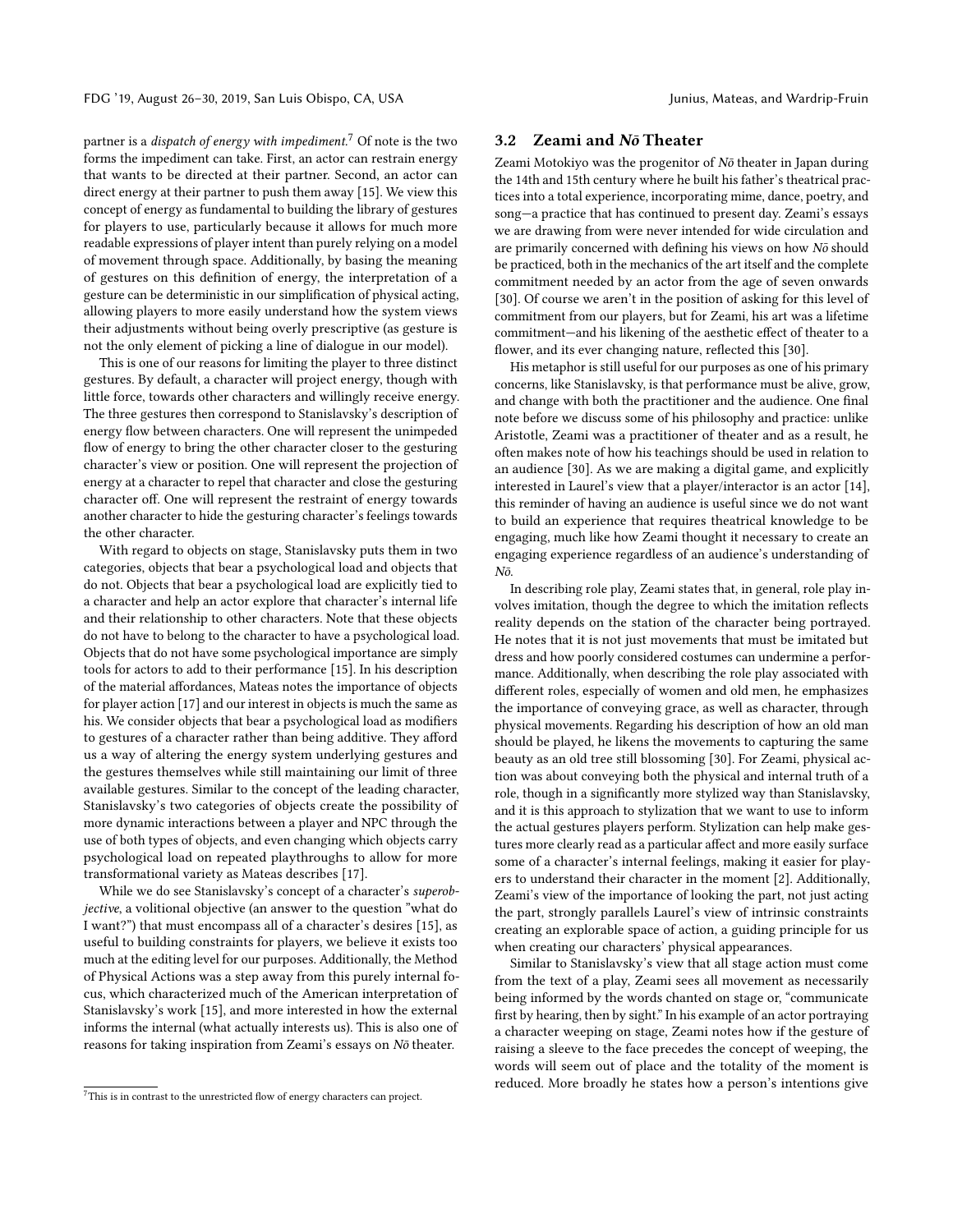partner is a *dispatch of energy with impediment.*[7] Of note is the two forms the impediment can take. First, an actor can restrain energy that wants to be directed at their partner. Second, an actor can direct energy at their partner to push them away [15]. We view this concept of energy as fundamental to building the library of gestures for players to use, particularly because it allows for much more readable expressions of player intent than purely relying on a model of movement through space. Additionally, by basing the meaning of gestures on this definition of energy, the interpretation of a gesture can be deterministic in our simplification of physical acting, allowing players to more easily understand how the system views their adjustments without being overly prescriptive (as gesture is not the only element of picking a line of dialogue in our model).

This is one of our reasons for limiting the player to three distinct gestures. By default, a character will project energy, though with little force, towards other characters and willingly receive energy. The three gestures then correspond to Stanislavsky's description of energy flow between characters. One will represent the unimpeded flow of energy to bring the other character closer to the gesturing character's view or position. One will represent the projection of energy at a character to repel that character and close the gesturing character off. One will represent the restraint of energy towards another character to hide the gesturing character's feelings towards the other character.

With regard to objects on stage, Stanislavsky puts them in two categories, objects that bear a psychological load and objects that do not. Objects that bear a psychological load are explicitly tied to a character and help an actor explore that character's internal life and their relationship to other characters. Note that these objects do not have to belong to the character to have a psychological load. Objects that do not have some psychological importance are simply tools for actors to add to their performance [15]. In his description of the material affordances, Mateas notes the importance of objects for player action [17] and our interest in objects is much the same as his. We consider objects that bear a psychological load as modifiers to gestures of a character rather than being additive. They afford us a way of altering the energy system underlying gestures and the gestures themselves while still maintaining our limit of three available gestures. Similar to the concept of the leading character, Stanislavsky's two categories of objects create the possibility of more dynamic interactions between a player and NPC through the use of both types of objects, and even changing which objects carry psychological load on repeated playthroughs to allow for more transformational variety as Mateas describes [17].

While we do see Stanislavsky's concept of a character's *superobjective*, a volitional objective (an answer to the question "what do I want?") that must encompass all of a character's desires [15], as useful to building constraints for players, we believe it exists too much at the editing level for our purposes. Additionally, the Method of Physical Actions was a step away from this purely internal focus, which characterized much of the American interpretation of Stanislavsky's work [15], and more interested in how the external informs the internal (what actually interests us). This is also one of reasons for taking inspiration from Zeami's essays on *Nō* theater.

[7] This is in contrast to the unrestricted flow of energy characters can project.

### 3.2 Zeami and *Nō* Theater

Zeami Motokiyo was the progenitor of *Nō* theater in Japan during the 14th and 15th century where he built his father's theatrical practices into a total experience, incorporating mime, dance, poetry, and song—a practice that has continued to present day. Zeami's essays we are drawing from were never intended for wide circulation and are primarily concerned with defining his views on how *Nō* should be practiced, both in the mechanics of the art itself and the complete commitment needed by an actor from the age of seven onwards [30]. Of course we aren't in the position of asking for this level of commitment from our players, but for Zeami, his art was a lifetime commitment—and his likening of the aesthetic effect of theater to a flower, and its ever changing nature, reflected this [30].

His metaphor is still useful for our purposes as one of his primary concerns, like Stanislavsky, is that performance must be alive, grow, and change with both the practitioner and the audience. One final note before we discuss some of his philosophy and practice: unlike Aristotle, Zeami was a practitioner of theater and as a result, he often makes note of how his teachings should be used in relation to an audience [30]. As we are making a digital game, and explicitly interested in Laurel's view that a player/interactor is an actor [14], this reminder of having an audience is useful since we do not want to build an experience that requires theatrical knowledge to be engaging, much like how Zeami thought it necessary to create an engaging experience regardless of an audience's understanding of *Nō*.

In describing role play, Zeami states that, in general, role play involves imitation, though the degree to which the imitation reflects reality depends on the station of the character being portrayed. He notes that it is not just movements that must be imitated but dress and how poorly considered costumes can undermine a performance. Additionally, when describing the role play associated with different roles, especially of women and old men, he emphasizes the importance of conveying grace, as well as character, through physical movements. Regarding his description of how an old man should be played, he likens the movements to capturing the same beauty as an old tree still blossoming [30]. For Zeami, physical action was about conveying both the physical and internal truth of a role, though in a significantly more stylized way than Stanislavsky, and it is this approach to stylization that we want to use to inform the actual gestures players perform. Stylization can help make gestures more clearly read as a particular affect and more easily surface some of a character's internal feelings, making it easier for players to understand their character in the moment [2]. Additionally, Zeami's view of the importance of looking the part, not just acting the part, strongly parallels Laurel's view of intrinsic constraints creating an explorable space of action, a guiding principle for us when creating our characters' physical appearances.

Similar to Stanislavsky's view that all stage action must come from the text of a play, Zeami sees all movement as necessarily being informed by the words chanted on stage or, "communicate first by hearing, then by sight." In his example of an actor portraying a character weeping on stage, Zeami notes how if the gesture of raising a sleeve to the face precedes the concept of weeping, the words will seem out of place and the totality of the moment is reduced. More broadly he states how a person's intentions give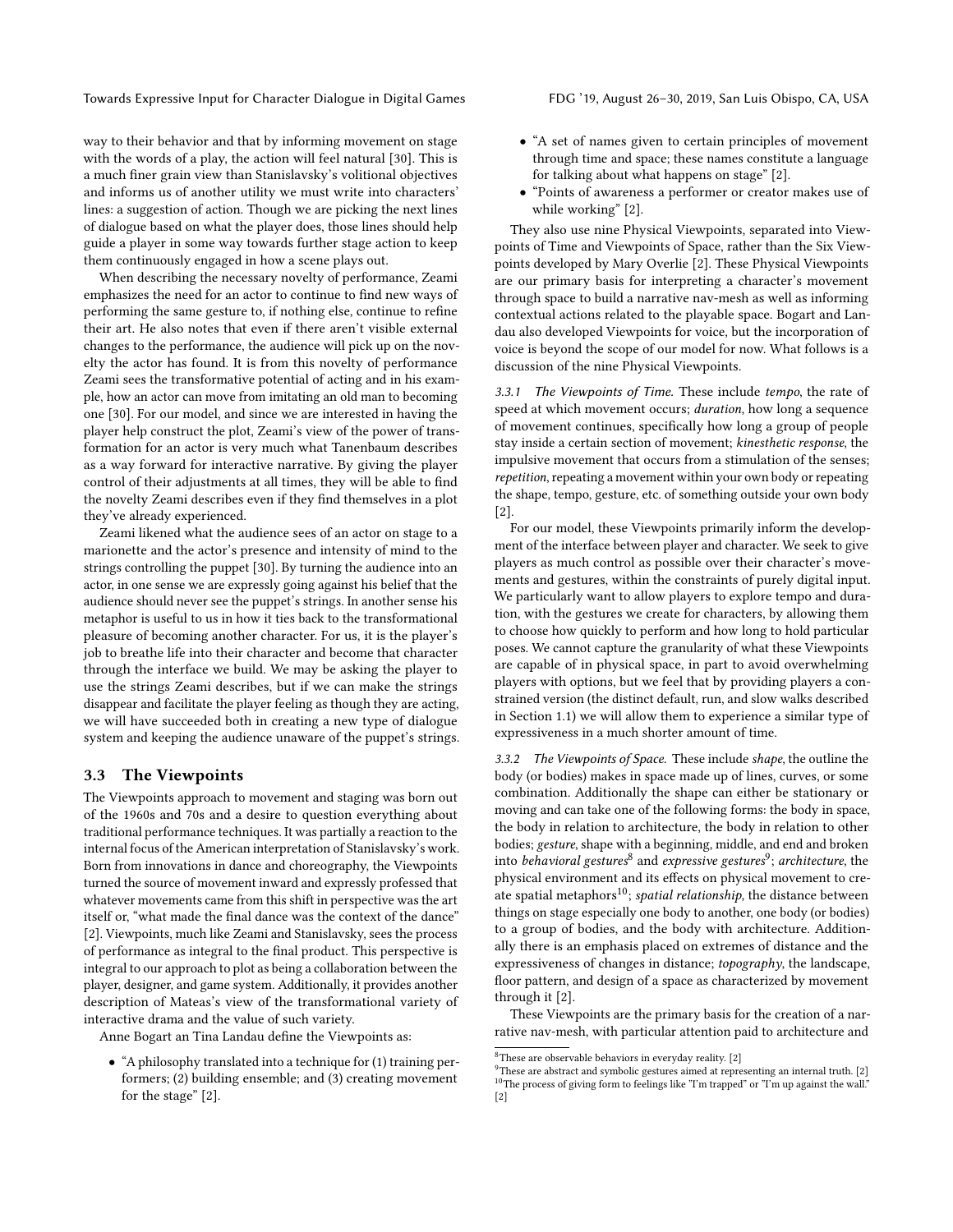way to their behavior and that by informing movement on stage with the words of a play, the action will feel natural [30]. This is a much finer grain view than Stanislavsky's volitional objectives and informs us of another utility we must write into characters' lines: a suggestion of action. Though we are picking the next lines of dialogue based on what the player does, those lines should help guide a player in some way towards further stage action to keep them continuously engaged in how a scene plays out.

When describing the necessary novelty of performance, Zeami emphasizes the need for an actor to continue to find new ways of performing the same gesture to, if nothing else, continue to refine their art. He also notes that even if there aren't visible external changes to the performance, the audience will pick up on the novelty the actor has found. It is from this novelty of performance Zeami sees the transformative potential of acting and in his example, how an actor can move from imitating an old man to becoming one [30]. For our model, and since we are interested in having the player help construct the plot, Zeami's view of the power of transformation for an actor is very much what Tanenbaum describes as a way forward for interactive narrative. By giving the player control of their adjustments at all times, they will be able to find the novelty Zeami describes even if they find themselves in a plot they've already experienced.

Zeami likened what the audience sees of an actor on stage to a marionette and the actor's presence and intensity of mind to the strings controlling the puppet [30]. By turning the audience into an actor, in one sense we are expressly going against his belief that the audience should never see the puppet's strings. In another sense his metaphor is useful to us in how it ties back to the transformational pleasure of becoming another character. For us, it is the player's job to breathe life into their character and become that character through the interface we build. We may be asking the player to use the strings Zeami describes, but if we can make the strings disappear and facilitate the player feeling as though they are acting, we will have succeeded both in creating a new type of dialogue system and keeping the audience unaware of the puppet's strings.

## 3.3 The Viewpoints

The Viewpoints approach to movement and staging was born out of the 1960s and 70s and a desire to question everything about traditional performance techniques. It was partially a reaction to the internal focus of the American interpretation of Stanislavsky's work. Born from innovations in dance and choreography, the Viewpoints turned the source of movement inward and expressly professed that whatever movements came from this shift in perspective was the art itself or, "what made the final dance was the context of the dance" [2]. Viewpoints, much like Zeami and Stanislavsky, sees the process of performance as integral to the final product. This perspective is integral to our approach to plot as being a collaboration between the player, designer, and game system. Additionally, it provides another description of Mateas's view of the transformational variety of interactive drama and the value of such variety.

Anne Bogart an Tina Landau define the Viewpoints as:

- "A philosophy translated into a technique for (1) training performers; (2) building ensemble; and (3) creating movement for the stage" [2].
- "A set of names given to certain principles of movement through time and space; these names constitute a language for talking about what happens on stage" [2].
- "Points of awareness a performer or creator makes use of while working" [2].

They also use nine Physical Viewpoints, separated into Viewpoints of Time and Viewpoints of Space, rather than the Six Viewpoints developed by Mary Overlie [2]. These Physical Viewpoints are our primary basis for interpreting a character's movement through space to build a narrative nav-mesh as well as informing contextual actions related to the playable space. Bogart and Landau also developed Viewpoints for voice, but the incorporation of voice is beyond the scope of our model for now. What follows is a discussion of the nine Physical Viewpoints.

*3.3.1 The Viewpoints of Time.* These include *tempo*, the rate of speed at which movement occurs; *duration*, how long a sequence of movement continues, specifically how long a group of people stay inside a certain section of movement; *kinesthetic response*, the impulsive movement that occurs from a stimulation of the senses; *repetition*, repeating a movement within your own body or repeating the shape, tempo, gesture, etc. of something outside your own body [2].

For our model, these Viewpoints primarily inform the development of the interface between player and character. We seek to give players as much control as possible over their character's movements and gestures, within the constraints of purely digital input. We particularly want to allow players to explore tempo and duration, with the gestures we create for characters, by allowing them to choose how quickly to perform and how long to hold particular poses. We cannot capture the granularity of what these Viewpoints are capable of in physical space, in part to avoid overwhelming players with options, but we feel that by providing players a constrained version (the distinct default, run, and slow walks described in Section 1.1) we will allow them to experience a similar type of expressiveness in a much shorter amount of time.

*3.3.2 The Viewpoints of Space.* These include *shape*, the outline the body (or bodies) makes in space made up of lines, curves, or some combination. Additionally the shape can either be stationary or moving and can take one of the following forms: the body in space, the body in relation to architecture, the body in relation to other bodies; *gesture*, shape with a beginning, middle, and end and broken into *behavioral gestures*[8] and *expressive gestures*[9]; *architecture*, the physical environment and its effects on physical movement to create spatial metaphors[10]; *spatial relationship*, the distance between things on stage especially one body to another, one body (or bodies) to a group of bodies, and the body with architecture. Additionally there is an emphasis placed on extremes of distance and the expressiveness of changes in distance; *topography*, the landscape, floor pattern, and design of a space as characterized by movement through it [2].

These Viewpoints are the primary basis for the creation of a narrative nav-mesh, with particular attention paid to architecture and

[8] These are observable behaviors in everyday reality. [2]

[9] These are abstract and symbolic gestures aimed at representing an internal truth. [2]

[10] The process of giving form to feelings like "I'm trapped" or "I'm up against the wall." [2]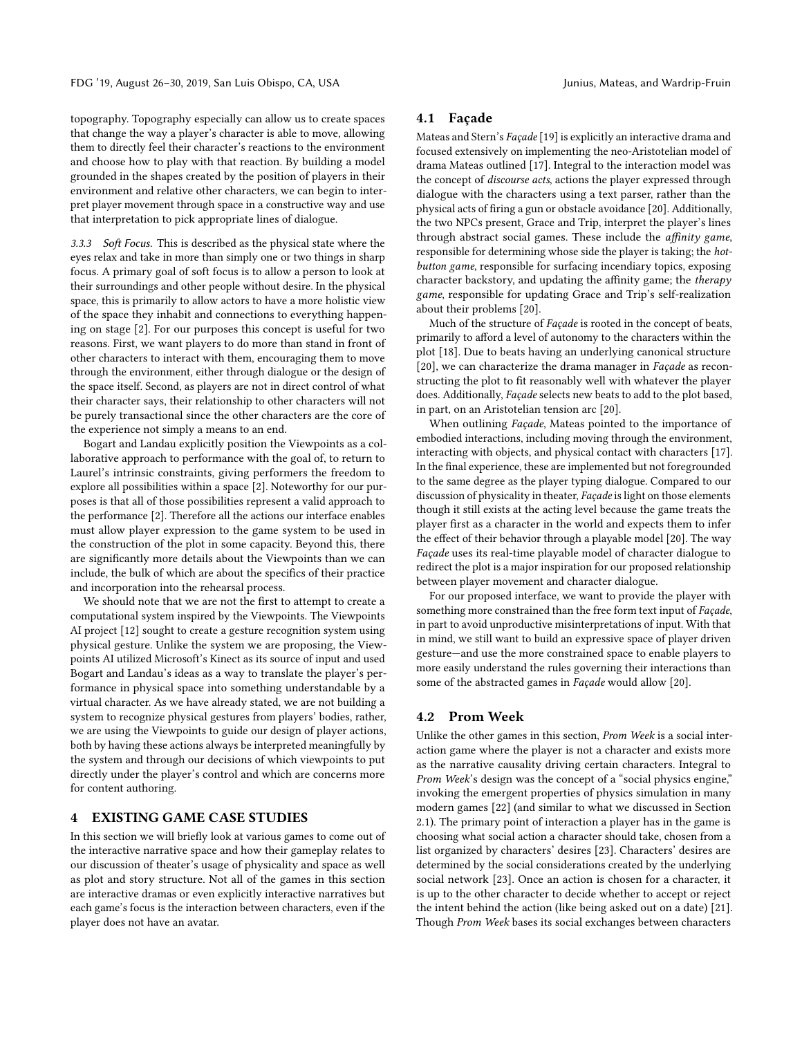topography. Topography especially can allow us to create spaces that change the way a player's character is able to move, allowing them to directly feel their character's reactions to the environment and choose how to play with that reaction. By building a model grounded in the shapes created by the position of players in their environment and relative other characters, we can begin to interpret player movement through space in a constructive way and use that interpretation to pick appropriate lines of dialogue.

*3.3.3 Soft Focus.* This is described as the physical state where the eyes relax and take in more than simply one or two things in sharp focus. A primary goal of soft focus is to allow a person to look at their surroundings and other people without desire. In the physical space, this is primarily to allow actors to have a more holistic view of the space they inhabit and connections to everything happening on stage [2]. For our purposes this concept is useful for two reasons. First, we want players to do more than stand in front of other characters to interact with them, encouraging them to move through the environment, either through dialogue or the design of the space itself. Second, as players are not in direct control of what their character says, their relationship to other characters will not be purely transactional since the other characters are the core of the experience not simply a means to an end.

Bogart and Landau explicitly position the Viewpoints as a collaborative approach to performance with the goal of, to return to Laurel's intrinsic constraints, giving performers the freedom to explore all possibilities within a space [2]. Noteworthy for our purposes is that all of those possibilities represent a valid approach to the performance [2]. Therefore all the actions our interface enables must allow player expression to the game system to be used in the construction of the plot in some capacity. Beyond this, there are significantly more details about the Viewpoints than we can include, the bulk of which are about the specifics of their practice and incorporation into the rehearsal process.

We should note that we are not the first to attempt to create a computational system inspired by the Viewpoints. The Viewpoints AI project [12] sought to create a gesture recognition system using physical gesture. Unlike the system we are proposing, the Viewpoints AI utilized Microsoft's Kinect as its source of input and used Bogart and Landau's ideas as a way to translate the player's performance in physical space into something understandable by a virtual character. As we have already stated, we are not building a system to recognize physical gestures from players' bodies, rather, we are using the Viewpoints to guide our design of player actions, both by having these actions always be interpreted meaningfully by the system and through our decisions of which viewpoints to put directly under the player's control and which are concerns more for content authoring.

# 4 EXISTING GAME CASE STUDIES

In this section we will briefly look at various games to come out of the interactive narrative space and how their gameplay relates to our discussion of theater's usage of physicality and space as well as plot and story structure. Not all of the games in this section are interactive dramas or even explicitly interactive narratives but each game's focus is the interaction between characters, even if the player does not have an avatar.

## 4.1 Façade

Mateas and Stern's *Façade* [19] is explicitly an interactive drama and focused extensively on implementing the neo-Aristotelian model of drama Mateas outlined [17]. Integral to the interaction model was the concept of *discourse acts*, actions the player expressed through dialogue with the characters using a text parser, rather than the physical acts of firing a gun or obstacle avoidance [20]. Additionally, the two NPCs present, Grace and Trip, interpret the player's lines through abstract social games. These include the *affinity game*, responsible for determining whose side the player is taking; the *hot-button game*, responsible for surfacing incendiary topics, exposing character backstory, and updating the affinity game; the *therapy game*, responsible for updating Grace and Trip's self-realization about their problems [20].

Much of the structure of *Façade* is rooted in the concept of beats, primarily to afford a level of autonomy to the characters within the plot [18]. Due to beats having an underlying canonical structure [20], we can characterize the drama manager in *Façade* as reconstructing the plot to fit reasonably well with whatever the player does. Additionally, *Façade* selects new beats to add to the plot based, in part, on an Aristotelian tension arc [20].

When outlining *Façade*, Mateas pointed to the importance of embodied interactions, including moving through the environment, interacting with objects, and physical contact with characters [17]. In the final experience, these are implemented but not foregrounded to the same degree as the player typing dialogue. Compared to our discussion of physicality in theater, *Façade* is light on those elements though it still exists at the acting level because the game treats the player first as a character in the world and expects them to infer the effect of their behavior through a playable model [20]. The way *Façade* uses its real-time playable model of character dialogue to redirect the plot is a major inspiration for our proposed relationship between player movement and character dialogue.

For our proposed interface, we want to provide the player with something more constrained than the free form text input of *Façade*, in part to avoid unproductive misinterpretations of input. With that in mind, we still want to build an expressive space of player driven gesture—and use the more constrained space to enable players to more easily understand the rules governing their interactions than some of the abstracted games in *Façade* would allow [20].

## 4.2 Prom Week

Unlike the other games in this section, *Prom Week* is a social interaction game where the player is not a character and exists more as the narrative causality driving certain characters. Integral to *Prom Week*'s design was the concept of a "social physics engine," invoking the emergent properties of physics simulation in many modern games [22] (and similar to what we discussed in Section 2.1). The primary point of interaction a player has in the game is choosing what social action a character should take, chosen from a list organized by characters' desires [23]. Characters' desires are determined by the social considerations created by the underlying social network [23]. Once an action is chosen for a character, it is up to the other character to decide whether to accept or reject the intent behind the action (like being asked out on a date) [21]. Though *Prom Week* bases its social exchanges between characters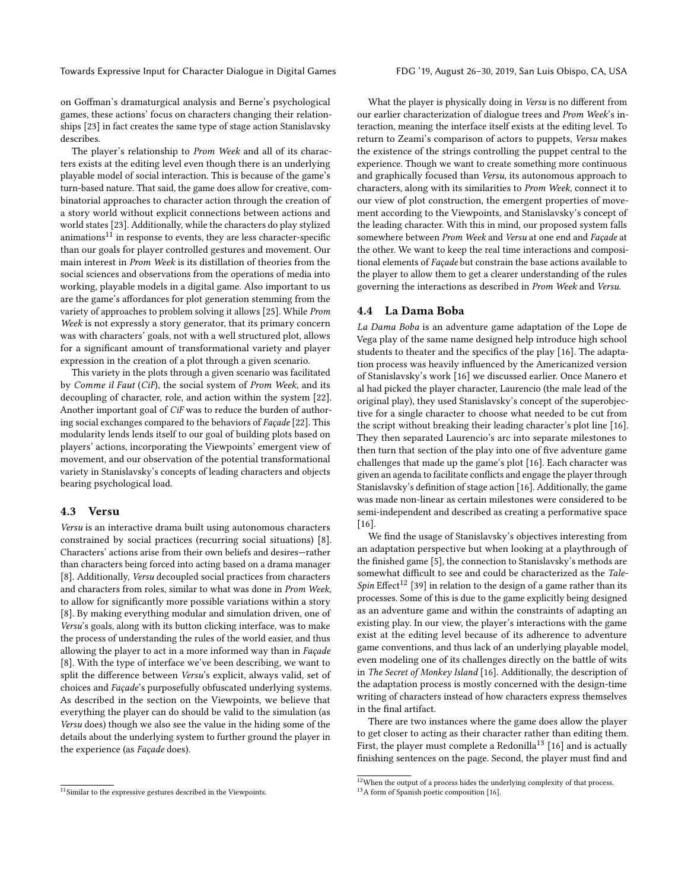on Goffman's dramaturgical analysis and Berne's psychological games, these actions' focus on characters changing their relationships [23] in fact creates the same type of stage action Stanislavsky describes.

The player's relationship to *Prom Week* and all of its characters exists at the editing level even though there is an underlying playable model of social interaction. This is because of the game's turn-based nature. That said, the game does allow for creative, combinatorial approaches to character action through the creation of a story world without explicit connections between actions and world states [23]. Additionally, while the characters do play stylized animations[11] in response to events, they are less character-specific than our goals for player controlled gestures and movement. Our main interest in *Prom Week* is its distillation of theories from the social sciences and observations from the operations of media into working, playable models in a digital game. Also important to us are the game's affordances for plot generation stemming from the variety of approaches to problem solving it allows [25]. While *Prom Week* is not expressly a story generator, that its primary concern was with characters' goals, not with a well structured plot, allows for a significant amount of transformational variety and player expression in the creation of a plot through a given scenario.

This variety in the plots through a given scenario was facilitated by *Comme il Faut* (*CiF*), the social system of *Prom Week*, and its decoupling of character, role, and action within the system [22]. Another important goal of *CiF* was to reduce the burden of authoring social exchanges compared to the behaviors of *Façade* [22]. This modularity lends lends itself to our goal of building plots based on players' actions, incorporating the Viewpoints' emergent view of movement, and our observation of the potential transformational variety in Stanislavsky's concepts of leading characters and objects bearing psychological load.

### 4.3 Versu

*Versu* is an interactive drama built using autonomous characters constrained by social practices (recurring social situations) [8]. Characters' actions arise from their own beliefs and desires—rather than characters being forced into acting based on a drama manager [8]. Additionally, *Versu* decoupled social practices from characters and characters from roles, similar to what was done in *Prom Week*, to allow for significantly more possible variations within a story [8]. By making everything modular and simulation driven, one of *Versu*'s goals, along with its button clicking interface, was to make the process of understanding the rules of the world easier, and thus allowing the player to act in a more informed way than in *Façade* [8]. With the type of interface we've been describing, we want to split the difference between *Versu*'s explicit, always valid, set of choices and *Façade*'s purposefully obfuscated underlying systems. As described in the section on the Viewpoints, we believe that everything the player can do should be valid to the simulation (as *Versu* does) though we also see the value in the hiding some of the details about the underlying system to further ground the player in the experience (as *Façade* does).

What the player is physically doing in *Versu* is no different from our earlier characterization of dialogue trees and *Prom Week*'s interaction, meaning the interface itself exists at the editing level. To return to Zeami's comparison of actors to puppets, *Versu* makes the existence of the strings controlling the puppet central to the experience. Though we want to create something more continuous and graphically focused than *Versu*, its autonomous approach to characters, along with its similarities to *Prom Week*, connect it to our view of plot construction, the emergent properties of movement according to the Viewpoints, and Stanislavsky's concept of the leading character. With this in mind, our proposed system falls somewhere between *Prom Week* and *Versu* at one end and *Façade* at the other. We want to keep the real time interactions and compositional elements of *Façade* but constrain the base actions available to the player to allow them to get a clearer understanding of the rules governing the interactions as described in *Prom Week* and *Versu*.

### 4.4 La Dama Boba

*La Dama Boba* is an adventure game adaptation of the Lope de Vega play of the same name designed help introduce high school students to theater and the specifics of the play [16]. The adaptation process was heavily influenced by the Americanized version of Stanislavsky's work [16] we discussed earlier. Once Manero et al had picked the player character, Laurencio (the male lead of the original play), they used Stanislavsky's concept of the superobjective for a single character to choose what needed to be cut from the script without breaking their leading character's plot line [16]. They then separated Laurencio's arc into separate milestones to then turn that section of the play into one of five adventure game challenges that made up the game's plot [16]. Each character was given an agenda to facilitate conflicts and engage the player through Stanislavsky's definition of stage action [16]. Additionally, the game was made non-linear as certain milestones were considered to be semi-independent and described as creating a performative space [16].

We find the usage of Stanislavsky's objectives interesting from an adaptation perspective but when looking at a playthrough of the finished game [5], the connection to Stanislavsky's methods are somewhat difficult to see and could be characterized as the *Tale-Spin* Effect[12] [39] in relation to the design of a game rather than its processes. Some of this is due to the game explicitly being designed as an adventure game and within the constraints of adapting an existing play. In our view, the player's interactions with the game exist at the editing level because of its adherence to adventure game conventions, and thus lack of an underlying playable model, even modeling one of its challenges directly on the battle of wits in *The Secret of Monkey Island* [16]. Additionally, the description of the adaptation process is mostly concerned with the design-time writing of characters instead of how characters express themselves in the final artifact.

There are two instances where the game does allow the player to get closer to acting as their character rather than editing them. First, the player must complete a Redonilla[13] [16] and is actually finishing sentences on the page. Second, the player must find and

---

[11] Similar to the expressive gestures described in the Viewpoints.

[12] When the output of a process hides the underlying complexity of that process.

[13] A form of Spanish poetic composition [16].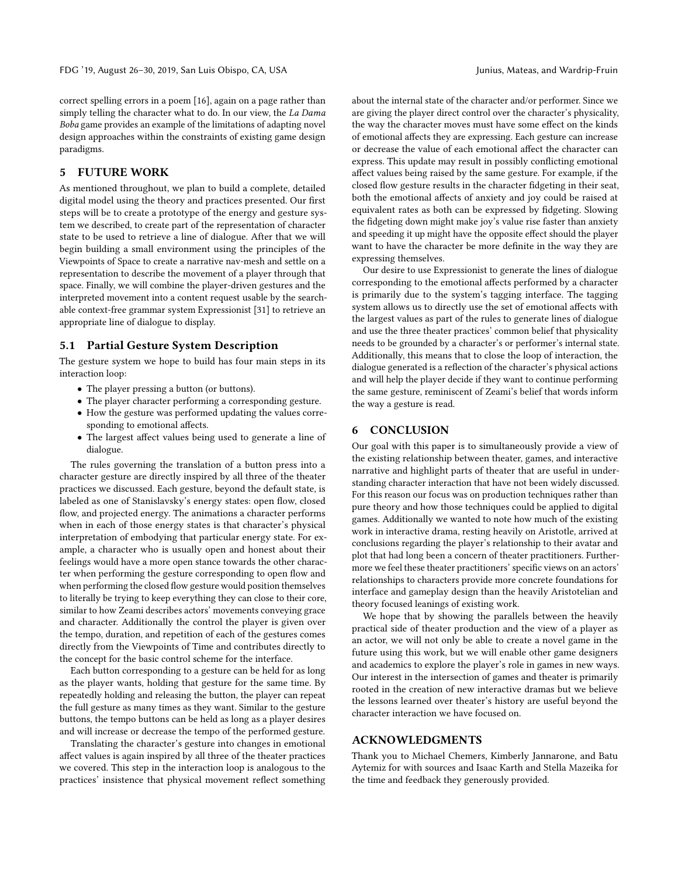correct spelling errors in a poem [16], again on a page rather than simply telling the character what to do. In our view, the *La Dama Boba* game provides an example of the limitations of adapting novel design approaches within the constraints of existing game design paradigms.

## 5 FUTURE WORK

As mentioned throughout, we plan to build a complete, detailed digital model using the theory and practices presented. Our first steps will be to create a prototype of the energy and gesture system we described, to create part of the representation of character state to be used to retrieve a line of dialogue. After that we will begin building a small environment using the principles of the Viewpoints of Space to create a narrative nav-mesh and settle on a representation to describe the movement of a player through that space. Finally, we will combine the player-driven gestures and the interpreted movement into a content request usable by the searchable context-free grammar system Expressionist [31] to retrieve an appropriate line of dialogue to display.

### 5.1 Partial Gesture System Description

The gesture system we hope to build has four main steps in its interaction loop:

- The player pressing a button (or buttons).
- The player character performing a corresponding gesture.
- How the gesture was performed updating the values corresponding to emotional affects.
- The largest affect values being used to generate a line of dialogue.

The rules governing the translation of a button press into a character gesture are directly inspired by all three of the theater practices we discussed. Each gesture, beyond the default state, is labeled as one of Stanislavsky's energy states: open flow, closed flow, and projected energy. The animations a character performs when in each of those energy states is that character's physical interpretation of embodying that particular energy state. For example, a character who is usually open and honest about their feelings would have a more open stance towards the other character when performing the gesture corresponding to open flow and when performing the closed flow gesture would position themselves to literally be trying to keep everything they can close to their core, similar to how Zeami describes actors' movements conveying grace and character. Additionally the control the player is given over the tempo, duration, and repetition of each of the gestures comes directly from the Viewpoints of Time and contributes directly to the concept for the basic control scheme for the interface.

Each button corresponding to a gesture can be held for as long as the player wants, holding that gesture for the same time. By repeatedly holding and releasing the button, the player can repeat the full gesture as many times as they want. Similar to the gesture buttons, the tempo buttons can be held as long as a player desires and will increase or decrease the tempo of the performed gesture.

Translating the character's gesture into changes in emotional affect values is again inspired by all three of the theater practices we covered. This step in the interaction loop is analogous to the practices' insistence that physical movement reflect something about the internal state of the character and/or performer. Since we are giving the player direct control over the character's physicality, the way the character moves must have some effect on the kinds of emotional affects they are expressing. Each gesture can increase or decrease the value of each emotional affect the character can express. This update may result in possibly conflicting emotional affect values being raised by the same gesture. For example, if the closed flow gesture results in the character fidgeting in their seat, both the emotional affects of anxiety and joy could be raised at equivalent rates as both can be expressed by fidgeting. Slowing the fidgeting down might make joy's value rise faster than anxiety and speeding it up might have the opposite effect should the player want to have the character be more definite in the way they are expressing themselves.

Our desire to use Expressionist to generate the lines of dialogue corresponding to the emotional affects performed by a character is primarily due to the system's tagging interface. The tagging system allows us to directly use the set of emotional affects with the largest values as part of the rules to generate lines of dialogue and use the three theater practices' common belief that physicality needs to be grounded by a character's or performer's internal state. Additionally, this means that to close the loop of interaction, the dialogue generated is a reflection of the character's physical actions and will help the player decide if they want to continue performing the same gesture, reminiscent of Zeami's belief that words inform the way a gesture is read.

## 6 CONCLUSION

Our goal with this paper is to simultaneously provide a view of the existing relationship between theater, games, and interactive narrative and highlight parts of theater that are useful in understanding character interaction that have not been widely discussed. For this reason our focus was on production techniques rather than pure theory and how those techniques could be applied to digital games. Additionally we wanted to note how much of the existing work in interactive drama, resting heavily on Aristotle, arrived at conclusions regarding the player's relationship to their avatar and plot that had long been a concern of theater practitioners. Furthermore we feel these theater practitioners' specific views on an actors' relationships to characters provide more concrete foundations for interface and gameplay design than the heavily Aristotelian and theory focused leanings of existing work.

We hope that by showing the parallels between the heavily practical side of theater production and the view of a player as an actor, we will not only be able to create a novel game in the future using this work, but we will enable other game designers and academics to explore the player's role in games in new ways. Our interest in the intersection of games and theater is primarily rooted in the creation of new interactive dramas but we believe the lessons learned over theater's history are useful beyond the character interaction we have focused on.

## ACKNOWLEDGMENTS

Thank you to Michael Chemers, Kimberly Jannarone, and Batu Aytemiz for with sources and Isaac Karth and Stella Mazeika for the time and feedback they generously provided.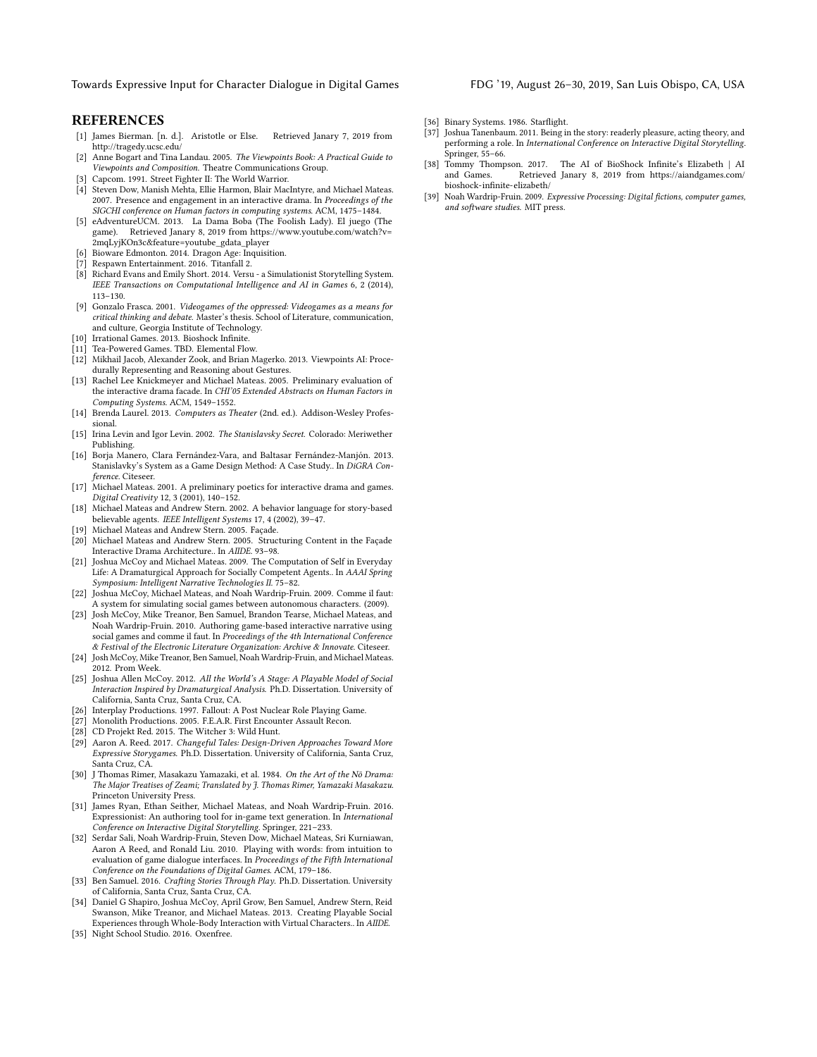## REFERENCES

- [1] James Bierman. [n. d.]. Aristotle or Else. Retrieved Janary 7, 2019 from http://tragedy.ucsc.edu/
- [2] Anne Bogart and Tina Landau. 2005. *The Viewpoints Book: A Practical Guide to Viewpoints and Composition.* Theatre Communications Group.
- [3] Capcom. 1991. Street Fighter II: The World Warrior.
- [4] Steven Dow, Manish Mehta, Ellie Harmon, Blair MacIntyre, and Michael Mateas. 2007. Presence and engagement in an interactive drama. In *Proceedings of the SIGCHI conference on Human factors in computing systems.* ACM, 1475–1484.
- [5] eAdventureUCM. 2013. La Dama Boba (The Foolish Lady). El juego (The game). Retrieved Janary 8, 2019 from https://www.youtube.com/watch?v=2mqLyjKOn3c&feature=youtube_gdata_player
- [6] Bioware Edmonton. 2014. Dragon Age: Inquisition.
- [7] Respawn Entertainment. 2016. Titanfall 2.
- [8] Richard Evans and Emily Short. 2014. Versu - a Simulationist Storytelling System. *IEEE Transactions on Computational Intelligence and AI in Games* 6, 2 (2014), 113–130.
- [9] Gonzalo Frasca. 2001. *Videogames of the oppressed: Videogames as a means for critical thinking and debate.* Master's thesis. School of Literature, communication, and culture, Georgia Institute of Technology.
- [10] Irrational Games. 2013. Bioshock Infinite.
- [11] Tea-Powered Games. TBD. Elemental Flow.
- [12] Mikhail Jacob, Alexander Zook, and Brian Magerko. 2013. Viewpoints AI: Procedurally Representing and Reasoning about Gestures.
- [13] Rachel Lee Knickmeyer and Michael Mateas. 2005. Preliminary evaluation of the interactive drama facade. In *CHI'05 Extended Abstracts on Human Factors in Computing Systems.* ACM, 1549–1552.
- [14] Brenda Laurel. 2013. *Computers as Theater* (2nd. ed.). Addison-Wesley Professional.
- [15] Irina Levin and Igor Levin. 2002. *The Stanislavsky Secret.* Colorado: Meriwether Publishing.
- [16] Borja Manero, Clara Fernández-Vara, and Baltasar Fernández-Manjón. 2013. Stanislavky's System as a Game Design Method: A Case Study.. In *DiGRA Conference.* Citeseer.
- [17] Michael Mateas. 2001. A preliminary poetics for interactive drama and games. *Digital Creativity* 12, 3 (2001), 140–152.
- [18] Michael Mateas and Andrew Stern. 2002. A behavior language for story-based believable agents. *IEEE Intelligent Systems* 17, 4 (2002), 39–47.
- [19] Michael Mateas and Andrew Stern. 2005. Façade.
- [20] Michael Mateas and Andrew Stern. 2005. Structuring Content in the Façade Interactive Drama Architecture.. In *AIIDE.* 93–98.
- [21] Joshua McCoy and Michael Mateas. 2009. The Computation of Self in Everyday Life: A Dramaturgical Approach for Socially Competent Agents.. In *AAAI Spring Symposium: Intelligent Narrative Technologies II.* 75–82.
- [22] Joshua McCoy, Michael Mateas, and Noah Wardrip-Fruin. 2009. Comme il faut: A system for simulating social games between autonomous characters. (2009).
- [23] Josh McCoy, Mike Treanor, Ben Samuel, Brandon Tearse, Michael Mateas, and Noah Wardrip-Fruin. 2010. Authoring game-based interactive narrative using social games and comme il faut. In *Proceedings of the 4th International Conference & Festival of the Electronic Literature Organization: Archive & Innovate.* Citeseer.
- [24] Josh McCoy, Mike Treanor, Ben Samuel, Noah Wardrip-Fruin, and Michael Mateas. 2012. Prom Week.
- [25] Joshua Allen McCoy. 2012. *All the World's A Stage: A Playable Model of Social Interaction Inspired by Dramaturgical Analysis.* Ph.D. Dissertation. University of California, Santa Cruz, Santa Cruz, CA.
- [26] Interplay Productions. 1997. Fallout: A Post Nuclear Role Playing Game.
- [27] Monolith Productions. 2005. F.E.A.R. First Encounter Assault Recon.
- [28] CD Projekt Red. 2015. The Witcher 3: Wild Hunt.
- [29] Aaron A. Reed. 2017. *Changeful Tales: Design-Driven Approaches Toward More Expressive Storygames.* Ph.D. Dissertation. University of California, Santa Cruz, Santa Cruz, CA.
- [30] J Thomas Rimer, Masakazu Yamazaki, et al. 1984. *On the Art of the Nō Drama: The Major Treatises of Zeami; Translated by J. Thomas Rimer, Yamazaki Masakazu.* Princeton University Press.
- [31] James Ryan, Ethan Seither, Michael Mateas, and Noah Wardrip-Fruin. 2016. Expressionist: An authoring tool for in-game text generation. In *International Conference on Interactive Digital Storytelling.* Springer, 221–233.
- [32] Serdar Sali, Noah Wardrip-Fruin, Steven Dow, Michael Mateas, Sri Kurniawan, Aaron A Reed, and Ronald Liu. 2010. Playing with words: from intuition to evaluation of game dialogue interfaces. In *Proceedings of the Fifth International Conference on the Foundations of Digital Games.* ACM, 179–186.
- [33] Ben Samuel. 2016. *Crafting Stories Through Play.* Ph.D. Dissertation. University of California, Santa Cruz, Santa Cruz, CA.
- [34] Daniel G Shapiro, Joshua McCoy, April Grow, Ben Samuel, Andrew Stern, Reid Swanson, Mike Treanor, and Michael Mateas. 2013. Creating Playable Social Experiences through Whole-Body Interaction with Virtual Characters.. In *AIIDE.*
- [35] Night School Studio. 2016. Oxenfree.
- [36] Binary Systems. 1986. Starflight.
- [37] Joshua Tanenbaum. 2011. Being in the story: readerly pleasure, acting theory, and performing a role. In *International Conference on Interactive Digital Storytelling.* Springer, 55–66.
- [38] Tommy Thompson. 2017. The AI of BioShock Infinite's Elizabeth | AI and Games. Retrieved Janary 8, 2019 from https://aiandgames.com/bioshock-infinite-elizabeth/
- [39] Noah Wardrip-Fruin. 2009. *Expressive Processing: Digital fictions, computer games, and software studies.* MIT press.